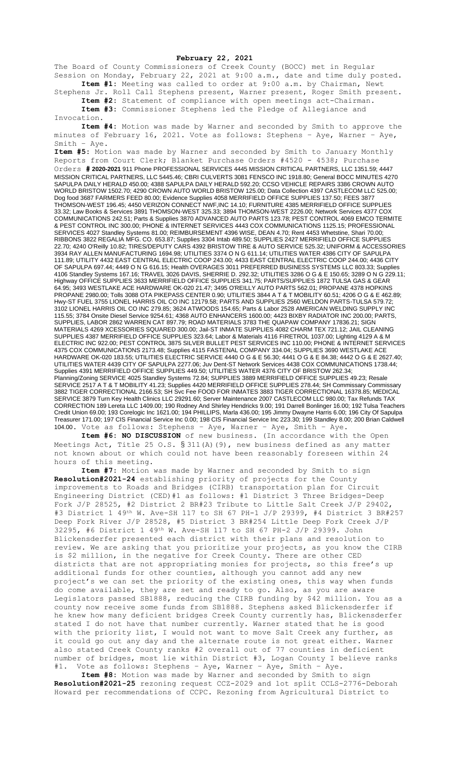**February 22, 2021**

The Board of County Commissioners of Creek County (BOCC) met in Regular Session on Monday, February 22, 2021 at 9:00 a.m., date and time duly posted.

**Item #1:** Meeting was called to order at 9:00 a.m. by Chairman, Newt Stephens Jr. Roll Call Stephens present, Warner present, Roger Smith present.

**Item #2:** Statement of compliance with open meetings act-Chairman.

**Item #3:** Commissioner Stephens led the Pledge of Allegiance and Invocation.

**Item #4:** Motion was made by Warner and seconded by Smith to approve the minutes of February 16, 2021. Vote as follows: Stephens – Aye, Warner – Aye, Smith – Aye.

**Item #5:** Motion was made by Warner and seconded by Smith to January Monthly Reports from Court Clerk; Blanket Purchase Orders #4520 - 4538; Purchase Orders **# 2020-2021** 911 Phone PROFESSIONAL SERVICES 4445 MISSION CRITICAL PARTNERS, LLC 1351.59; 4447 MISSION CRITICAL PARTNERS, LLC 5445.46; CBRI CULVERTS 3081 FENSCO INC 1918.80; General BOCC MINUTES 4270 SAPULPA DAILY HERALD 450.00; 4388 SAPULPA DAILY HERALD 592.20; CCSO VEHICLE REPAIRS 3386 CROWN AUTO WORLD BRISTOW 1502.70; 4290 CROWN AUTO WORLD BRISTOW 125.00; Data Collection 4397 CASTLECOM LLC 525.00; Dog food 3687 FARMERS FEED 80.00; Evidence Supplies 4058 MERRIFIELD OFFICE SUPPLIES 137.50; FEES 3877 THOMSON-WEST 196.45; 4450 VERIZON CONNECT NWF,INC 14.10; FURNITURE 4385 MERRIFIELD OFFICE SUPPLIES 33.32; Law Books & Services 3891 THOMSON-WEST 325.33; 3894 THOMSON-WEST 2226.00; Network Services 4377 COX COMMUNICATIONS 242.51; Parts & Supplies 3870 ADVANCED AUTO PARTS 123.78; PEST CONTROL 4069 EMCO TERMITE & PEST CONTROL INC 300.00; PHONE & INTERNET SERVICES 4443 COX COMMUNICATIONS 1125.15; PROFESSIONAL SERVICES 4027 Standley Systems 81.00; REIMBURSEMENT 4396 WISE, DEAN 4.70; Rent 4453 Whetstine, Shari 70.00; RIBBONS 3822 REGALIA MFG. CO. 653.87; Supplies 3304 Intab 489.50; SUPPLIES 2427 MERRIFIELD OFFICE SUPPLIES 22.70; 4240 O'Reilly 10.82; TIRES/DEPUTY CARS 4392 BRISTOW TIRE & AUTO SERVICE 525.32; UNIFORM & ACCESSORIES 3934 RAY ALLEN MANUFACTURING 1694.98; UTILITIES 3374 O N G 611.14; UTILITIES WATER 4386 CITY OF SAPULPA 111.89; UTILITY 4432 EAST CENTRAL ELECTRIC COOP 243.00; 4433 EAST CENTRAL ELECTRIC COOP 244.00; 4436 CITY OF SAPULPA 697.44; 4449 O N G 616.15; Health OVERAGES 3011 PREFERRED BUSINESS SYSTEMS LLC 803.33; Supplies 4106 Standley Systems 167.16; TRAVEL 3026 DAVIS, SHERRIE D. 292.32; UTILITIES 3286 O G & E 150.65; 3289 O N G 229.11; Highway OFFICE SUPPLIES 3633 MERRIFIELD OFFICE SUPPLIES 341.75; PARTS/SUPPLIES 1872 TULSA GAS & GEAR 64.95; 3493 WESTLAKE ACE HARDWARE OK-020 21.47; 3495 O'REILLY AUTO PARTS 562.01; PROPANE 4378 HOPKINS PROPANE 2980.00; Tolls 3088 OTA PIKEPASS CENTER 0.90; UTILITIES 3844 A T & T MOBILITY 60.51; 4206 O G & E 462.89; Hwy-ST FUEL 3755 LIONEL HARRIS OIL CO INC 12179.58; PARTS AND SUPPLIES 2560 WELDON PARTS-TULSA 579.72; 3102 LIONEL HARRIS OIL CO INC 279.85; 3624 ATWOODS 154.65; Parts & Labor 2528 AMERICAN WELDING SUPPLY INC 115.55; 3784 Onsite Diesel Service 9254.61; 4368 AUTO ENHANCERS 1600.00; 4423 BIXBY RADIATOR INC 200.00; PARTS, SUPPLIES, LABOR 2862 WARREN CAT 897.79; ROAD MATERIALS 3783 THE QUAPAW COMPANY 17836.21; SIGN MATERIALS 4269 XCESSORIES SQUARED 300.00; Jail-ST INMATE SUPPLIES 4082 CHARM TEX 721.12; JAIL CLEANING SUPPLIES 4387 MERRIFIELD OFFICE SUPPLIES 323.64; Labor & Materials 4116 FIRETROL 1037.00; Lighting 4129 A & M ELECTRIC INC 922.00; PEST CONTROL 3875 SILVER BULLET PEST SERVICES INC 110.00; PHONE & INTERNET SERVICES 4375 COX COMMUNICATIONS 2173.48; Supplies 4115 FASTENAL COMPANY 334.04; SUPPLIES 3690 WESTLAKE ACE HARDWARE OK-020 183.55; UTILITIES ELECTRIC SERVICE 4440 O G & E 56.30; 4441 O G & E 84.38; 4442 O G & E 2627.40; UTILITIES WATER 4439 CITY OF SAPULPA 2277.06; Juv Dent-ST Network Services 4438 COX COMMUNICATIONS 1738.44; Supplies 4391 MERRIFIELD OFFICE SUPPLIES 449.50; UTILITIES WATER 4376 CITY OF BRISTOW 262.34; Planning/Zoning SERVICE 4025 Standley Systems 72.84; SUPPLIES 3889 MERRIFIELD OFFICE SUPPLIES 49.23; Resale SERVICE 2517 A T & T MOBILITY 41.23; Supplies 4420 MERRIFIELD OFFICE SUPPLIES 278.44; SH Commissary Commissary 3882 TIGER CORRECTIONAL 2166.53; SH Svc Fee FOOD FOR INMATES 3883 TIGER CORRECTIONAL 16378.85; MEDICAL SERVICE 3879 Turn Key Health Clinics LLC 29291.60; Server Maintenance 2007 CASTLECOM LLC 980.00; Tax Refunds TAX CORRECTION 189 Lereta LLC 1409.00; 190 Rodney And Shirley Hendricks 9.00; 191 Darrell Bonlinger 16.00; 192 Tulsa Teachers Credit Union 69.00; 193 Corelogic Inc 1621.00; 194 PHILLIPS, Marla 436.00; 195 Jimmy Dwayne Harris 6.00; 196 City Of Sapulpa Treasurer 171.00; 197 CIS Financial Service Inc 0.00; 198 CIS Financial Service Inc 223.30; 199 Standley 8.00; 200 Brian Caldwell 104.00. Vote as follows: Stephens – Aye, Warner – Aye, Smith – Aye.

**Item #6: NO DISCUSSION** of new business. (In accordance with the Open Meetings Act, Title 25 O.S. § 311(A)(9), new business defined as any matter not known about or which could not have been reasonably foreseen within 24 hours of this meeting.

**Item #7:** Motion was made by Warner and seconded by Smith to sign **Resolution#2021-24** establishing priority of projects for the County improvements to Roads and Bridges (CIRB) transportation plan for Circuit Engineering District (CED)#1 as follows: #1 District 3 Three Bridges-Deep Fork J/P 28525, #2 District 2 BR#23 Tribute to Little Salt Creek J/P 29402, #3 District 1 49th W. Ave-SH 117 to SH 67 PH-1 J/P 29399, #4 District 3 BR#257 Deep Fork River J/P 28528, #5 District 3 BR#254 Little Deep Fork Creek J/P 32295, #6 District 1 49th W. Ave-SH 117 to SH 67 PH-2 J/P 29399. John Blickensderfer presented each district with their plans and resolution to review. We are asking that you prioritize your projects, as you know the CIRB is $2 million, in the negative for Creek County. There are other CED districts that are not appropriating monies for projects, so this free's up additional funds for other counties, although you cannot add any new project's we can set the priority of the existing ones, this way when funds do come available, they are set and ready to go. Also, as you are aware Legislators passed SB1888, reducing the CIRB funding by $42 million. You as a county now receive some funds from SB1888. Stephens asked Blickensderfer if he knew how many deficient bridges Creek County currently has, Blickensderfer stated I do not have that number currently. Warner stated that he is good with the priority list, I would not want to move Salt Creek any further, as it could go out any day and the alternate route is not great either. Warner also stated Creek County ranks #2 overall out of 77 counties in deficient number of bridges, most lie within District #3, Logan County I believe ranks #1. Vote as follows: Stephens – Aye, Warner – Aye, Smith – Aye.

**Item #8:** Motion was made by Warner and seconded by Smith to sign **Resolution#2021-25** rezoning request CCZ-2029 and lot split CCLS-2776-Deborah Howard per recommendations of CCPC. Rezoning from Agricultural District to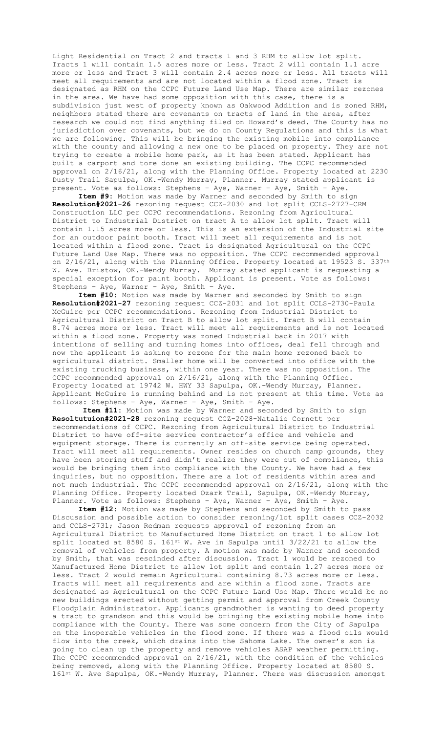Light Residential on Tract 2 and tracts 1 and 3 RHM to allow lot split. Tracts 1 will contain 1.5 acres more or less. Tract 2 will contain 1.1 acre more or less and Tract 3 will contain 2.4 acres more or less. All tracts will meet all requirements and are not located within a flood zone. Tract is designated as RHM on the CCPC Future Land Use Map. There are similar rezones in the area. We have had some opposition with this case, there is a subdivision just west of property known as Oakwood Addition and is zoned RHM, neighbors stated there are covenants on tracts of land in the area, after research we could not find anything filed on Howard's deed. The County has no jurisdiction over covenants, but we do on County Regulations and this is what we are following. This will be bringing the existing mobile into compliance with the county and allowing a new one to be placed on property. They are not trying to create a mobile home park, as it has been stated. Applicant has built a carport and tore done an existing building. The CCPC recommended approval on 2/16/21, along with the Planning Office. Property located at 2230 Dusty Trail Sapulpa, OK.-Wendy Murray, Planner. Murray stated applicant is present. Vote as follows: Stephens – Aye, Warner – Aye, Smith – Aye.

**Item #9:** Motion was made by Warner and seconded by Smith to sign **Resolution#2021-26** rezoning request CCZ-2030 and lot split CCLS-2727-CRM Construction LLC per CCPC recommendations. Rezoning from Agricultural District to Industrial District on tract A to allow lot split. Tract will contain 1.15 acres more or less. This is an extension of the Industrial site for an outdoor paint booth. Tract will meet all requirements and is not located within a flood zone. Tract is designated Agricultural on the CCPC Future Land Use Map. There was no opposition. The CCPC recommended approval on 2/16/21, along with the Planning Office. Property located at 19523 S. 337th W. Ave. Bristow, OK.-Wendy Murray. Murray stated applicant is requesting a special exception for paint booth. Applicant is present. Vote as follows: Stephens – Aye, Warner – Aye, Smith – Aye.

**Item #10:** Motion was made by Warner and seconded by Smith to sign **Resolution#2021-27** rezoning request CCZ-2031 and lot split CCLS-2730-Paula McGuire per CCPC recommendations. Rezoning from Industrial District to Agricultural District on Tract B to allow lot split. Tract B will contain 8.74 acres more or less. Tract will meet all requirements and is not located within a flood zone. Property was zoned Industrial back in 2017 with intentions of selling and turning homes into offices, deal fell through and now the applicant is asking to rezone for the main home rezoned back to agricultural district. Smaller home will be converted into office with the existing trucking business, within one year. There was no opposition. The CCPC recommended approval on 2/16/21, along with the Planning Office. Property located at 19742 W. HWY 33 Sapulpa, OK.-Wendy Murray, Planner. Applicant McGuire is running behind and is not present at this time. Vote as follows: Stephens – Aye, Warner – Aye, Smith – Aye.

**Item #11:** Motion was made by Warner and seconded by Smith to sign **Resoltutuion#2021-28** rezoning request CCZ-2028-Natalie Cornett per recommendations of CCPC. Rezoning from Agricultural District to Industrial District to have off-site service contractor's office and vehicle and equipment storage. There is currently an off-site service being operated. Tract will meet all requirements. Owner resides on church camp grounds, they have been storing stuff and didn't realize they were out of compliance, this would be bringing them into compliance with the County. We have had a few inquiries, but no opposition. There are a lot of residents within area and not much industrial. The CCPC recommended approval on 2/16/21, along with the Planning Office. Property located Ozark Trail, Sapulpa, OK.-Wendy Murray, Planner. Vote as follows: Stephens – Aye, Warner – Aye, Smith – Aye.

**Item #12:** Motion was made by Stephens and seconded by Smith to pass Discussion and possible action to consider rezoning/lot split cases CCZ-2032 and CCLS-2731; Jason Redman requests approval of rezoning from an Agricultural District to Manufactured Home District on tract 1 to allow lot split located at 8580 S. 161st W. Ave in Sapulpa until 3/22/21 to allow the removal of vehicles from property. A motion was made by Warner and seconded by Smith, that was rescinded after discussion. Tract 1 would be rezoned to Manufactured Home District to allow lot split and contain 1.27 acres more or less. Tract 2 would remain Agricultural containing 8.73 acres more or less. Tracts will meet all requirements and are within a flood zone. Tracts are designated as Agricultural on the CCPC Future Land Use Map. There would be no new buildings erected without getting permit and approval from Creek County Floodplain Administrator. Applicants grandmother is wanting to deed property a tract to grandson and this would be bringing the existing mobile home into compliance with the County. There was some concern from the City of Sapulpa on the inoperable vehicles in the flood zone. If there was a flood oils would flow into the creek, which drains into the Sahoma Lake. The owner's son is going to clean up the property and remove vehicles ASAP weather permitting. The CCPC recommended approval on 2/16/21, with the condition of the vehicles being removed, along with the Planning Office. Property located at 8580 S. 161st W. Ave Sapulpa, OK.-Wendy Murray, Planner. There was discussion amongst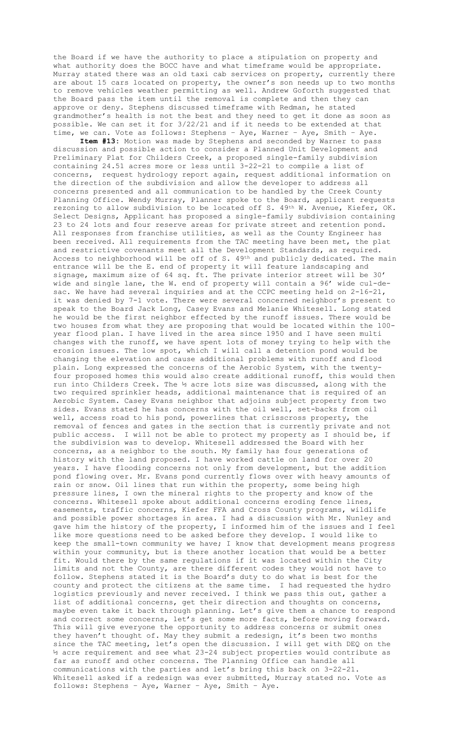the Board if we have the authority to place a stipulation on property and what authority does the BOCC have and what timeframe would be appropriate. Murray stated there was an old taxi cab services on property, currently there are about 15 cars located on property, the owner's son needs up to two months to remove vehicles weather permitting as well. Andrew Goforth suggested that the Board pass the item until the removal is complete and then they can approve or deny. Stephens discussed timeframe with Redman, he stated grandmother's health is not the best and they need to get it done as soon as possible. We can set it for 3/22/21 and if it needs to be extended at that time, we can. Vote as follows: Stephens – Aye, Warner – Aye, Smith – Aye.

**Item #13**: Motion was made by Stephens and seconded by Warner to pass discussion and possible action to consider a Planned Unit Development and Preliminary Plat for Childers Creek, a proposed single-family subdivision containing 24.51 acres more or less until 3-22-21 to compile a list of concerns, request hydrology report again, request additional information on the direction of the subdivision and allow the developer to address all concerns presented and all communication to be handled by the Creek County Planning Office. Wendy Murray, Planner spoke to the Board, applicant requests rezoning to allow subdivision to be located off S. 49th W. Avenue, Kiefer, OK. Select Designs, Applicant has proposed a single-family subdivision containing 23 to 24 lots and four reserve areas for private street and retention pond. All responses from franchise utilities, as well as the County Engineer has been received. All requirements from the TAC meeting have been met, the plat and restrictive covenants meet all the Development Standards, as required. Access to neighborhood will be off of S. 49th and publicly dedicated. The main entrance will be the E. end of property it will feature landscaping and signage, maximum size of 64 sq. ft. The private interior street will be 30' wide and single lane, the W. end of property will contain a 96' wide cul-de-sac. We have had several inquiries and at the CCPC meeting held on 2-16-21, it was denied by 7-1 vote. There were several concerned neighbor's present to speak to the Board Jack Long, Casey Evans and Melanie Whitesell. Long stated he would be the first neighbor effected by the runoff issues. There would be two houses from what they are proposing that would be located within the 100-year flood plan. I have lived in the area since 1950 and I have seen multi changes with the runoff, we have spent lots of money trying to help with the erosion issues. The low spot, which I will call a detention pond would be changing the elevation and cause additional problems with runoff and flood plain. Long expressed the concerns of the Aerobic System, with the twenty-four proposed homes this would also create additional runoff, this would then run into Childers Creek. The ½ acre lots size was discussed, along with the two required sprinkler heads, additional maintenance that is required of an Aerobic System. Casey Evans neighbor that adjoins subject property from two sides. Evans stated he has concerns with the oil well, set-backs from oil well, access road to his pond, powerlines that crisscross property, the removal of fences and gates in the section that is currently private and not public access. I will not be able to protect my property as I should be, if the subdivision was to develop. Whitesell addressed the Board with her concerns, as a neighbor to the south. My family has four generations of history with the land proposed. I have worked cattle on land for over 20 years. I have flooding concerns not only from development, but the addition pond flowing over. Mr. Evans pond currently flows over with heavy amounts of rain or snow. Oil lines that run within the property, some being high pressure lines, I own the mineral rights to the property and know of the concerns. Whitesell spoke about additional concerns eroding fence lines, easements, traffic concerns, Kiefer FFA and Cross County programs, wildlife and possible power shortages in area. I had a discussion with Mr. Nunley and gave him the history of the property, I informed him of the issues and I feel like more questions need to be asked before they develop. I would like to keep the small-town community we have; I know that development means progress within your community, but is there another location that would be a better fit. Would there by the same regulations if it was located within the City limits and not the County, are there different codes they would not have to follow. Stephens stated it is the Board's duty to do what is best for the county and protect the citizens at the same time. I had requested the hydro logistics previously and never received. I think we pass this out, gather a list of additional concerns, get their direction and thoughts on concerns, maybe even take it back through planning. Let's give them a chance to respond and correct some concerns, let's get some more facts, before moving forward. This will give everyone the opportunity to address concerns or submit ones they haven't thought of. May they submit a redesign, it's been two months since the TAC meeting, let's open the discussion. I will get with DEQ on the ½ acre requirement and see what 23-24 subject properties would contribute as far as runoff and other concerns. The Planning Office can handle all communications with the parties and let's bring this back on 3-22-21. Whitesell asked if a redesign was ever submitted, Murray stated no. Vote as follows: Stephens – Aye, Warner – Aye, Smith – Aye.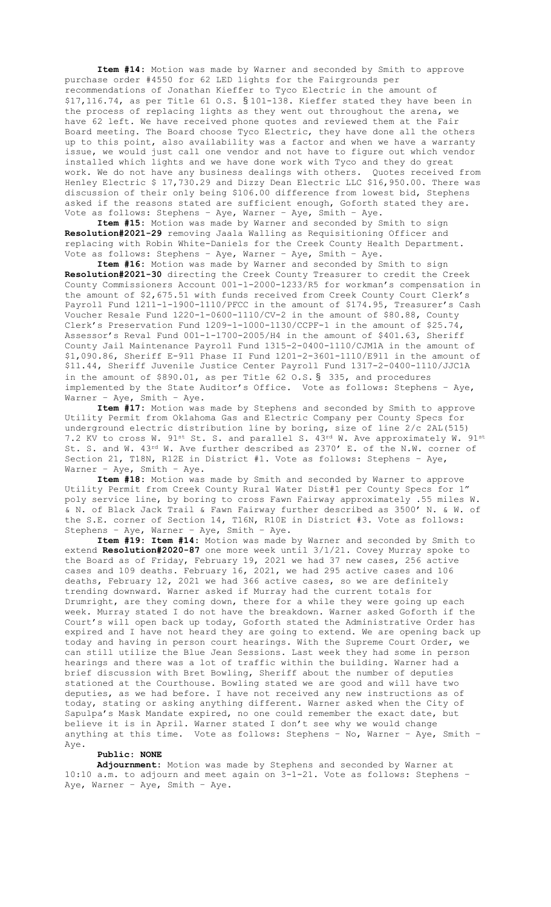**Item #14:** Motion was made by Warner and seconded by Smith to approve purchase order #4550 for 62 LED lights for the Fairgrounds per recommendations of Jonathan Kieffer to Tyco Electric in the amount of $17,116.74, as per Title 61 O.S. §101-138. Kieffer stated they have been in the process of replacing lights as they went out throughout the arena, we have 62 left. We have received phone quotes and reviewed them at the Fair Board meeting. The Board choose Tyco Electric, they have done all the others up to this point, also availability was a factor and when we have a warranty issue, we would just call one vendor and not have to figure out which vendor installed which lights and we have done work with Tyco and they do great work. We do not have any business dealings with others. Quotes received from Henley Electric $ 17,730.29 and Dizzy Dean Electric LLC $16,950.00. There was discussion of their only being $106.00 difference from lowest bid, Stephens asked if the reasons stated are sufficient enough, Goforth stated they are. Vote as follows: Stephens – Aye, Warner – Aye, Smith – Aye.

**Item #15:** Motion was made by Warner and seconded by Smith to sign **Resolution#2021-29** removing Jaala Walling as Requisitioning Officer and replacing with Robin White-Daniels for the Creek County Health Department. Vote as follows: Stephens – Aye, Warner – Aye, Smith – Aye.

**Item #16:** Motion was made by Warner and seconded by Smith to sign **Resolution#2021-30** directing the Creek County Treasurer to credit the Creek County Commissioners Account 001-1-2000-1233/R5 for workman's compensation in the amount of $2,675.51 with funds received from Creek County Court Clerk's Payroll Fund 1211-1-1900-1110/PFCC in the amount of $174.95, Treasurer's Cash Voucher Resale Fund 1220-1-0600-1110/CV-2 in the amount of $80.88, County Clerk's Preservation Fund 1209-1-1000-1130/CCPF-1 in the amount of $25.74, Assessor's Reval Fund 001-1-1700-2005/H4 in the amount of $401.63, Sheriff County Jail Maintenance Payroll Fund 1315-2-0400-1110/CJM1A in the amount of $1,090.86, Sheriff E-911 Phase II Fund 1201-2-3601-1110/E911 in the amount of $11.44, Sheriff Juvenile Justice Center Payroll Fund 1317-2-0400-1110/JJC1A in the amount of $890.01, as per Title 62 O.S.§ 335, and procedures implemented by the State Auditor's Office. Vote as follows: Stephens – Aye, Warner – Aye, Smith – Aye.

**Item #17:** Motion was made by Stephens and seconded by Smith to approve Utility Permit from Oklahoma Gas and Electric Company per County Specs for underground electric distribution line by boring, size of line 2/c 2AL(515) 7.2 KV to cross W. 91st St. S. and parallel S. 43rd W. Ave approximately W. 91st St. S. and W. 43rd W. Ave further described as 2370' E. of the N.W. corner of Section 21, T18N, R12E in District #1. Vote as follows: Stephens – Aye, Warner – Aye, Smith – Aye.

**Item #18:** Motion was made by Smith and seconded by Warner to approve Utility Permit from Creek County Rural Water Dist#1 per County Specs for 1" poly service line, by boring to cross Fawn Fairway approximately .55 miles W. & N. of Black Jack Trail & Fawn Fairway further described as 3500' N. & W. of the S.E. corner of Section 14, T16N, R10E in District #3. Vote as follows: Stephens – Aye, Warner – Aye, Smith – Aye.

**Item #19: Item #14:** Motion was made by Warner and seconded by Smith to extend **Resolution#2020-87** one more week until 3/1/21. Covey Murray spoke to the Board as of Friday, February 19, 2021 we had 37 new cases, 256 active cases and 109 deaths. February 16, 2021, we had 295 active cases and 106 deaths, February 12, 2021 we had 366 active cases, so we are definitely trending downward. Warner asked if Murray had the current totals for Drumright, are they coming down, there for a while they were going up each week. Murray stated I do not have the breakdown. Warner asked Goforth if the Court's will open back up today, Goforth stated the Administrative Order has expired and I have not heard they are going to extend. We are opening back up today and having in person court hearings. With the Supreme Court Order, we can still utilize the Blue Jean Sessions. Last week they had some in person hearings and there was a lot of traffic within the building. Warner had a brief discussion with Bret Bowling, Sheriff about the number of deputies stationed at the Courthouse. Bowling stated we are good and will have two deputies, as we had before. I have not received any new instructions as of today, stating or asking anything different. Warner asked when the City of Sapulpa's Mask Mandate expired, no one could remember the exact date, but believe it is in April. Warner stated I don't see why we would change anything at this time. Vote as follows: Stephens – No, Warner – Aye, Smith – Aye.

**Public: NONE**

**Adjournment:** Motion was made by Stephens and seconded by Warner at 10:10 a.m. to adjourn and meet again on 3-1-21. Vote as follows: Stephens – Aye, Warner – Aye, Smith – Aye.